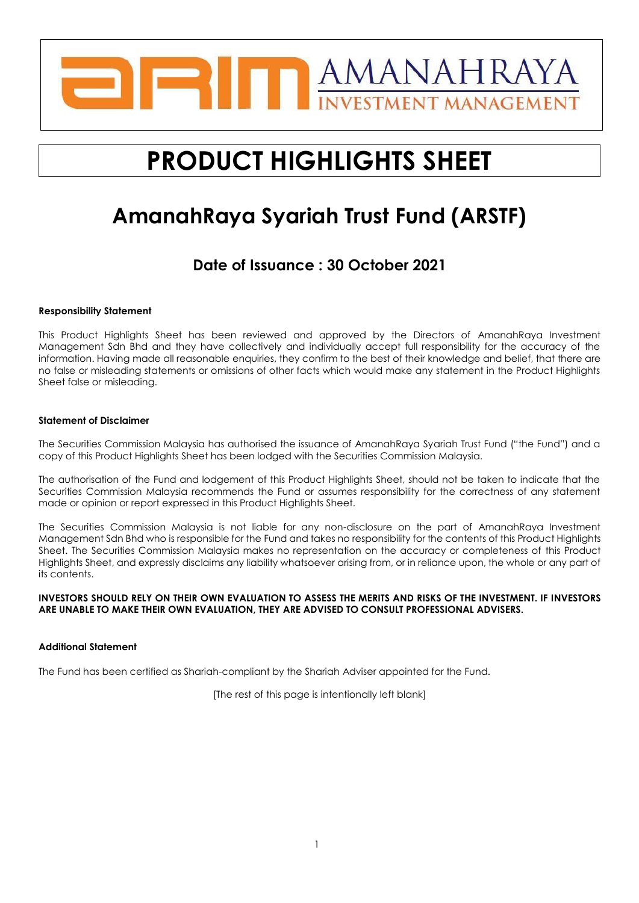AMANAHRAYA INVESTMENT MANAGEMENT

# PRODUCT HIGHLIGHTS SHEET

# AmanahRaya Syariah Trust Fund (ARSTF)

## Date of Issuance : 30 October 2021

**Responsibility Statement**

This Product Highlights Sheet has been reviewed and approved by the Directors of AmanahRaya Investment Management Sdn Bhd and they have collectively and individually accept full responsibility for the accuracy of the information. Having made all reasonable enquiries, they confirm to the best of their knowledge and belief, that there are no false or misleading statements or omissions of other facts which would make any statement in the Product Highlights Sheet false or misleading.

**Statement of Disclaimer**

The Securities Commission Malaysia has authorised the issuance of AmanahRaya Syariah Trust Fund ("the Fund") and a copy of this Product Highlights Sheet has been lodged with the Securities Commission Malaysia.

The authorisation of the Fund and lodgement of this Product Highlights Sheet, should not be taken to indicate that the Securities Commission Malaysia recommends the Fund or assumes responsibility for the correctness of any statement made or opinion or report expressed in this Product Highlights Sheet.

The Securities Commission Malaysia is not liable for any non-disclosure on the part of AmanahRaya Investment Management Sdn Bhd who is responsible for the Fund and takes no responsibility for the contents of this Product Highlights Sheet. The Securities Commission Malaysia makes no representation on the accuracy or completeness of this Product Highlights Sheet, and expressly disclaims any liability whatsoever arising from, or in reliance upon, the whole or any part of its contents.

**INVESTORS SHOULD RELY ON THEIR OWN EVALUATION TO ASSESS THE MERITS AND RISKS OF THE INVESTMENT. IF INVESTORS ARE UNABLE TO MAKE THEIR OWN EVALUATION, THEY ARE ADVISED TO CONSULT PROFESSIONAL ADVISERS.**

**Additional Statement**

The Fund has been certified as Shariah-compliant by the Shariah Adviser appointed for the Fund.

[The rest of this page is intentionally left blank]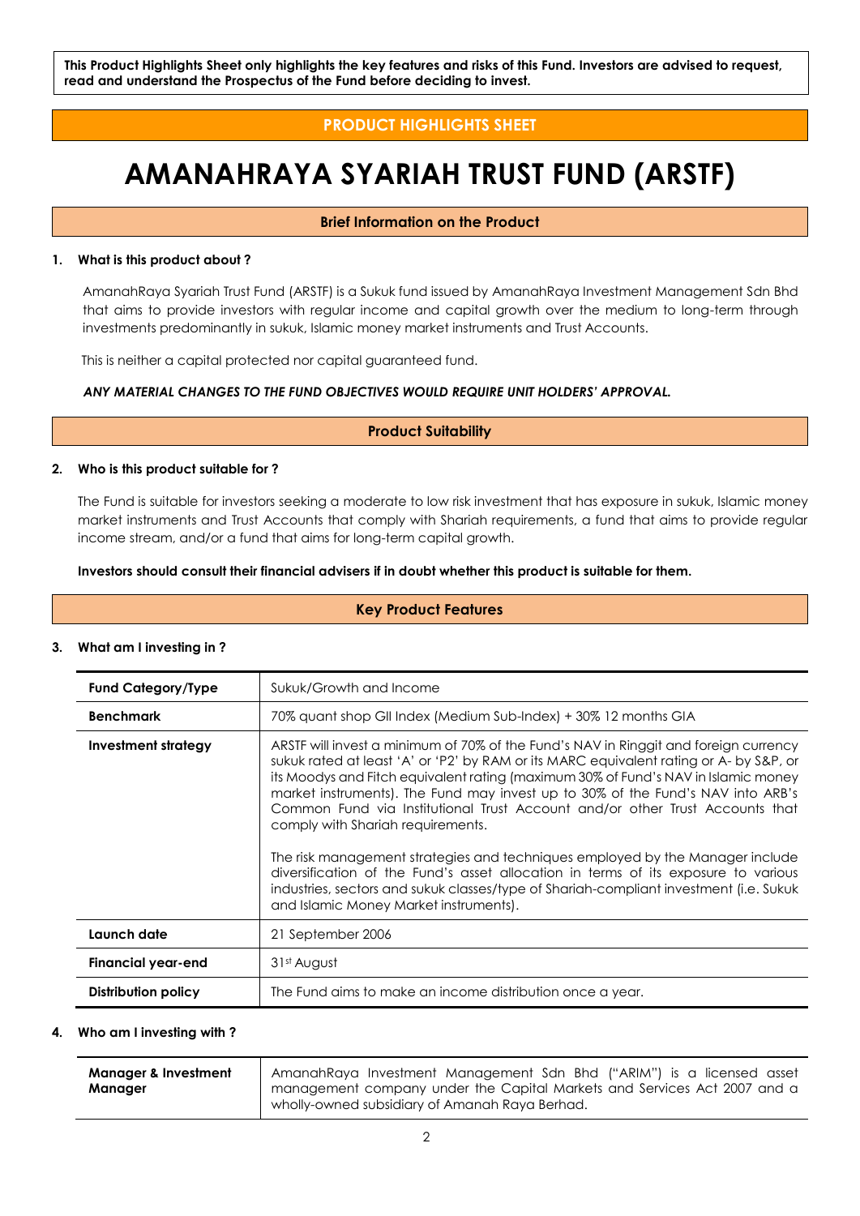**This Product Highlights Sheet only highlights the key features and risks of this Fund. Investors are advised to request, read and understand the Prospectus of the Fund before deciding to invest.**

## PRODUCT HIGHLIGHTS SHEET

# AMANAHRAYA SYARIAH TRUST FUND (ARSTF)

### Brief Information on the Product

**1. What is this product about ?**

AmanahRaya Syariah Trust Fund (ARSTF) is a Sukuk fund issued by AmanahRaya Investment Management Sdn Bhd that aims to provide investors with regular income and capital growth over the medium to long-term through investments predominantly in sukuk, Islamic money market instruments and Trust Accounts.

This is neither a capital protected nor capital guaranteed fund.

***ANY MATERIAL CHANGES TO THE FUND OBJECTIVES WOULD REQUIRE UNIT HOLDERS' APPROVAL.***

### Product Suitability

**2. Who is this product suitable for ?**

The Fund is suitable for investors seeking a moderate to low risk investment that has exposure in sukuk, Islamic money market instruments and Trust Accounts that comply with Shariah requirements, a fund that aims to provide regular income stream, and/or a fund that aims for long-term capital growth.

**Investors should consult their financial advisers if in doubt whether this product is suitable for them.**

### Key Product Features

**3. What am I investing in ?**

| | |
|---|---|
| **Fund Category/Type** | Sukuk/Growth and Income |
| **Benchmark** | 70% quant shop GII Index (Medium Sub-Index) + 30% 12 months GIA |
| **Investment strategy** | ARSTF will invest a minimum of 70% of the Fund's NAV in Ringgit and foreign currency sukuk rated at least 'A' or 'P2' by RAM or its MARC equivalent rating or A- by S&P, or its Moodys and Fitch equivalent rating (maximum 30% of Fund's NAV in Islamic money market instruments). The Fund may invest up to 30% of the Fund's NAV into ARB's Common Fund via Institutional Trust Account and/or other Trust Accounts that comply with Shariah requirements.<br><br>The risk management strategies and techniques employed by the Manager include diversification of the Fund's asset allocation in terms of its exposure to various industries, sectors and sukuk classes/type of Shariah-compliant investment (i.e. Sukuk and Islamic Money Market instruments). |
| **Launch date** | 21 September 2006 |
| **Financial year-end** | 31st August |
| **Distribution policy** | The Fund aims to make an income distribution once a year. |

**4. Who am I investing with ?**

| | |
|---|---|
| **Manager & Investment Manager** | AmanahRaya Investment Management Sdn Bhd ("ARIM") is a licensed asset management company under the Capital Markets and Services Act 2007 and a wholly-owned subsidiary of Amanah Raya Berhad. |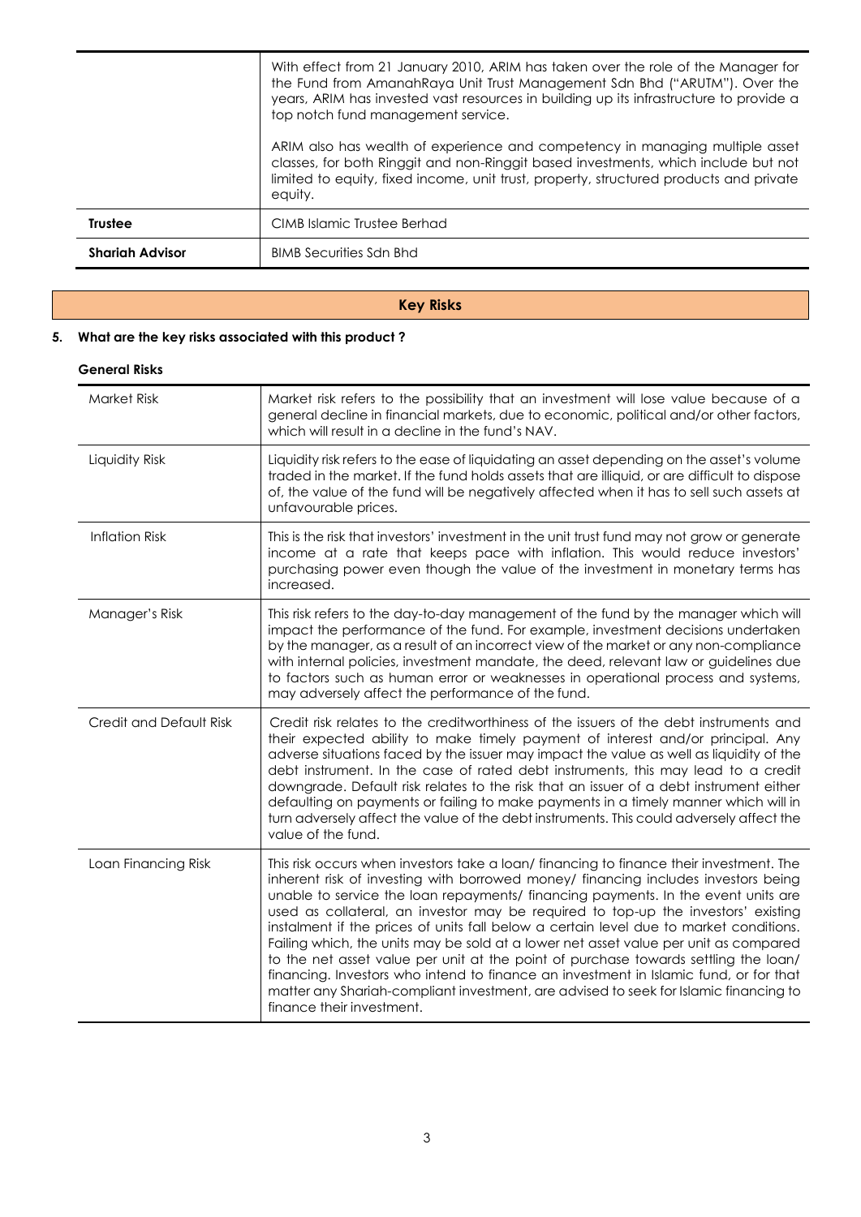| | |
|---|---|
| | With effect from 21 January 2010, ARIM has taken over the role of the Manager for the Fund from AmanahRaya Unit Trust Management Sdn Bhd ("ARUTM"). Over the years, ARIM has invested vast resources in building up its infrastructure to provide a top notch fund management service.<br><br>ARIM also has wealth of experience and competency in managing multiple asset classes, for both Ringgit and non-Ringgit based investments, which include but not limited to equity, fixed income, unit trust, property, structured products and private equity. |
| **Trustee** | CIMB Islamic Trustee Berhad |
| **Shariah Advisor** | BIMB Securities Sdn Bhd |

## Key Risks

**5. What are the key risks associated with this product ?**

**General Risks**

| | |
|---|---|
| Market Risk | Market risk refers to the possibility that an investment will lose value because of a general decline in financial markets, due to economic, political and/or other factors, which will result in a decline in the fund's NAV. |
| Liquidity Risk | Liquidity risk refers to the ease of liquidating an asset depending on the asset's volume traded in the market. If the fund holds assets that are illiquid, or are difficult to dispose of, the value of the fund will be negatively affected when it has to sell such assets at unfavourable prices. |
| Inflation Risk | This is the risk that investors' investment in the unit trust fund may not grow or generate income at a rate that keeps pace with inflation. This would reduce investors' purchasing power even though the value of the investment in monetary terms has increased. |
| Manager's Risk | This risk refers to the day-to-day management of the fund by the manager which will impact the performance of the fund. For example, investment decisions undertaken by the manager, as a result of an incorrect view of the market or any non-compliance with internal policies, investment mandate, the deed, relevant law or guidelines due to factors such as human error or weaknesses in operational process and systems, may adversely affect the performance of the fund. |
| Credit and Default Risk | Credit risk relates to the creditworthiness of the issuers of the debt instruments and their expected ability to make timely payment of interest and/or principal. Any adverse situations faced by the issuer may impact the value as well as liquidity of the debt instrument. In the case of rated debt instruments, this may lead to a credit downgrade. Default risk relates to the risk that an issuer of a debt instrument either defaulting on payments or failing to make payments in a timely manner which will in turn adversely affect the value of the debt instruments. This could adversely affect the value of the fund. |
| Loan Financing Risk | This risk occurs when investors take a loan/ financing to finance their investment. The inherent risk of investing with borrowed money/ financing includes investors being unable to service the loan repayments/ financing payments. In the event units are used as collateral, an investor may be required to top-up the investors' existing instalment if the prices of units fall below a certain level due to market conditions. Failing which, the units may be sold at a lower net asset value per unit as compared to the net asset value per unit at the point of purchase towards settling the loan/ financing. Investors who intend to finance an investment in Islamic fund, or for that matter any Shariah-compliant investment, are advised to seek for Islamic financing to finance their investment. |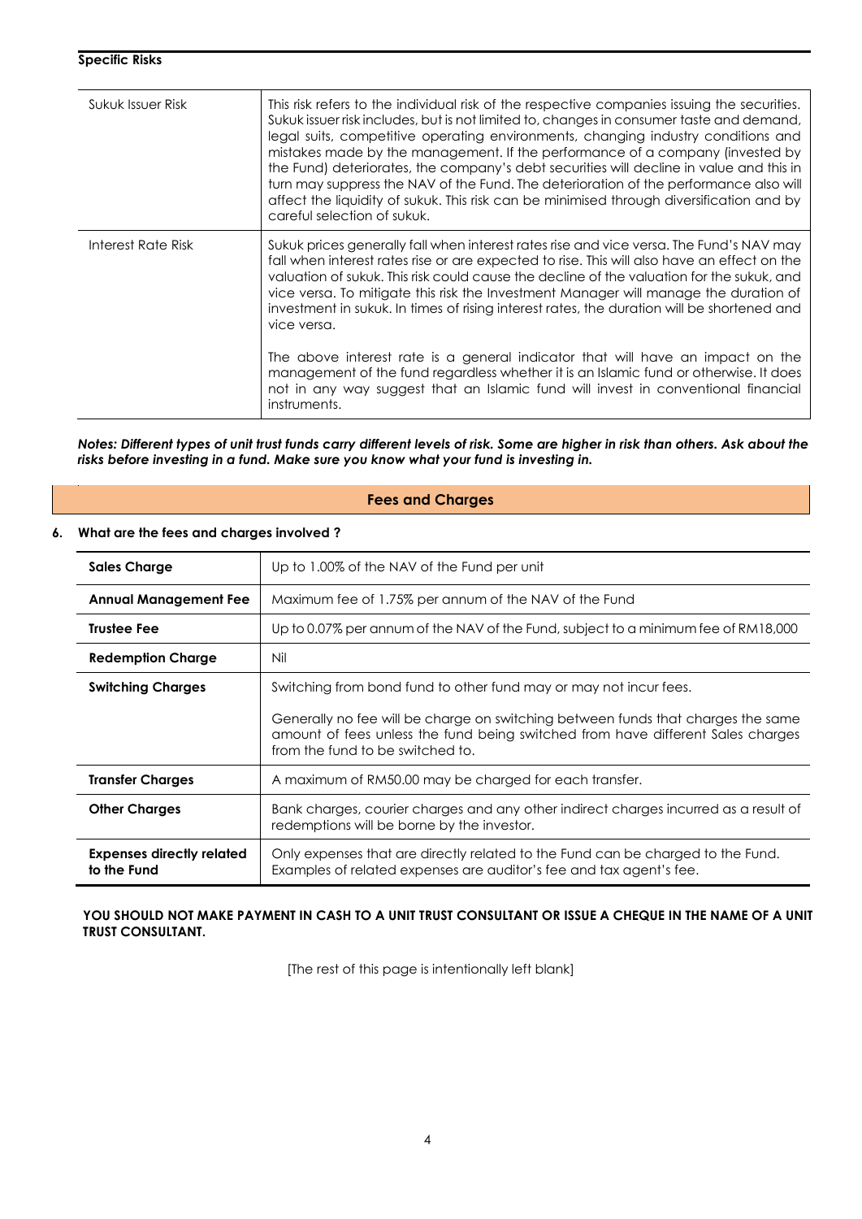**Specific Risks**

| | |
|---|---|
| Sukuk Issuer Risk | This risk refers to the individual risk of the respective companies issuing the securities. Sukuk issuer risk includes, but is not limited to, changes in consumer taste and demand, legal suits, competitive operating environments, changing industry conditions and mistakes made by the management. If the performance of a company (invested by the Fund) deteriorates, the company's debt securities will decline in value and this in turn may suppress the NAV of the Fund. The deterioration of the performance also will affect the liquidity of sukuk. This risk can be minimised through diversification and by careful selection of sukuk. |
| Interest Rate Risk | Sukuk prices generally fall when interest rates rise and vice versa. The Fund's NAV may fall when interest rates rise or are expected to rise. This will also have an effect on the valuation of sukuk. This risk could cause the decline of the valuation for the sukuk, and vice versa. To mitigate this risk the Investment Manager will manage the duration of investment in sukuk. In times of rising interest rates, the duration will be shortened and vice versa.<br><br>The above interest rate is a general indicator that will have an impact on the management of the fund regardless whether it is an Islamic fund or otherwise. It does not in any way suggest that an Islamic fund will invest in conventional financial instruments. |

***Notes: Different types of unit trust funds carry different levels of risk. Some are higher in risk than others. Ask about the risks before investing in a fund. Make sure you know what your fund is investing in.***

## Fees and Charges

**6. What are the fees and charges involved ?**

| | |
|---|---|
| **Sales Charge** | Up to 1.00% of the NAV of the Fund per unit |
| **Annual Management Fee** | Maximum fee of 1.75% per annum of the NAV of the Fund |
| **Trustee Fee** | Up to 0.07% per annum of the NAV of the Fund, subject to a minimum fee of RM18,000 |
| **Redemption Charge** | Nil |
| **Switching Charges** | Switching from bond fund to other fund may or may not incur fees.<br><br>Generally no fee will be charge on switching between funds that charges the same amount of fees unless the fund being switched from have different Sales charges from the fund to be switched to. |
| **Transfer Charges** | A maximum of RM50.00 may be charged for each transfer. |
| **Other Charges** | Bank charges, courier charges and any other indirect charges incurred as a result of redemptions will be borne by the investor. |
| **Expenses directly related to the Fund** | Only expenses that are directly related to the Fund can be charged to the Fund. Examples of related expenses are auditor's fee and tax agent's fee. |

**YOU SHOULD NOT MAKE PAYMENT IN CASH TO A UNIT TRUST CONSULTANT OR ISSUE A CHEQUE IN THE NAME OF A UNIT TRUST CONSULTANT.**

[The rest of this page is intentionally left blank]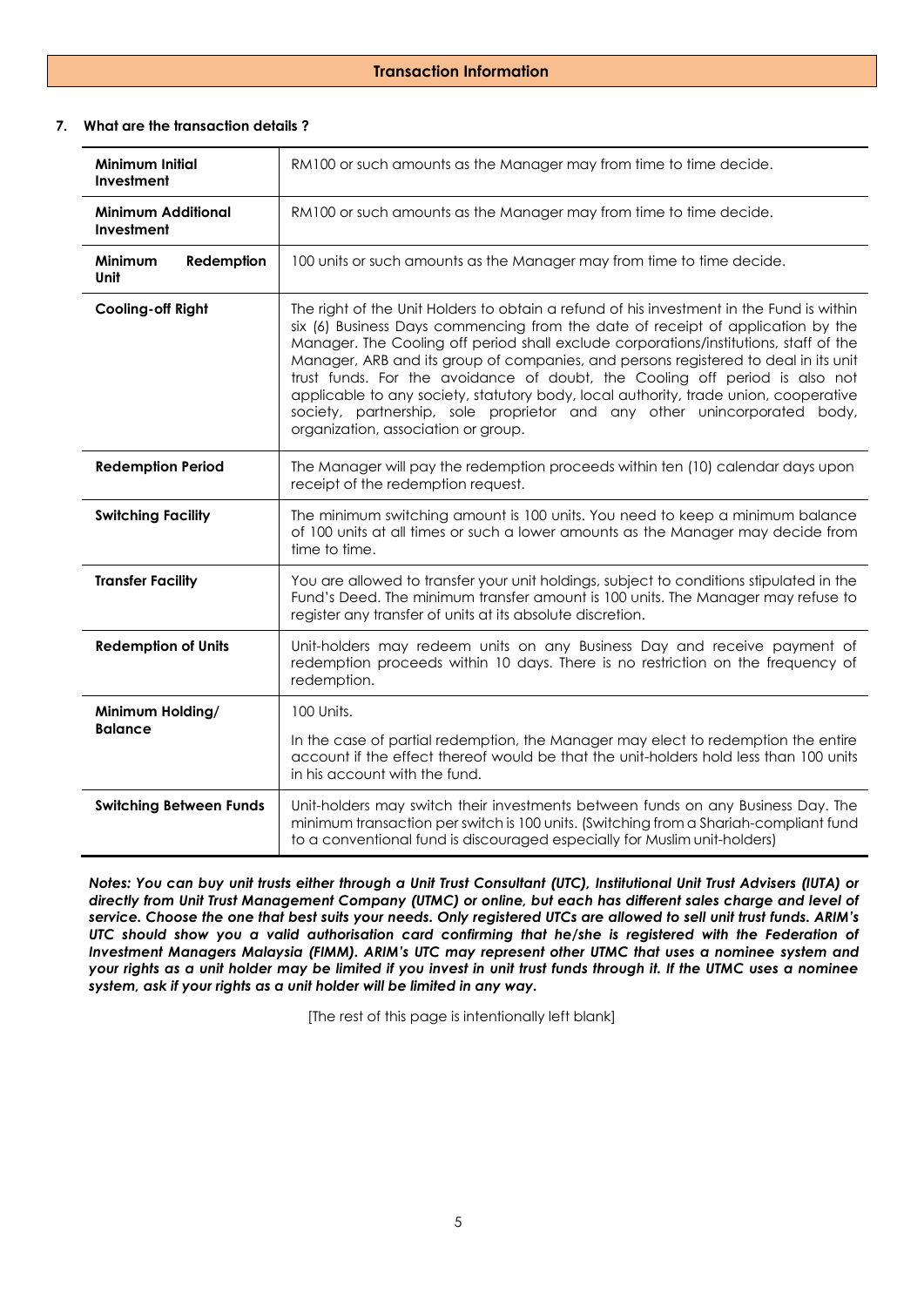## Transaction Information

### 7. What are the transaction details ?

| | |
|---|---|
| **Minimum Initial Investment** | RM100 or such amounts as the Manager may from time to time decide. |
| **Minimum Additional Investment** | RM100 or such amounts as the Manager may from time to time decide. |
| **Minimum Redemption Unit** | 100 units or such amounts as the Manager may from time to time decide. |
| **Cooling-off Right** | The right of the Unit Holders to obtain a refund of his investment in the Fund is within six (6) Business Days commencing from the date of receipt of application by the Manager. The Cooling off period shall exclude corporations/institutions, staff of the Manager, ARB and its group of companies, and persons registered to deal in its unit trust funds. For the avoidance of doubt, the Cooling off period is also not applicable to any society, statutory body, local authority, trade union, cooperative society, partnership, sole proprietor and any other unincorporated body, organization, association or group. |
| **Redemption Period** | The Manager will pay the redemption proceeds within ten (10) calendar days upon receipt of the redemption request. |
| **Switching Facility** | The minimum switching amount is 100 units. You need to keep a minimum balance of 100 units at all times or such a lower amounts as the Manager may decide from time to time. |
| **Transfer Facility** | You are allowed to transfer your unit holdings, subject to conditions stipulated in the Fund's Deed. The minimum transfer amount is 100 units. The Manager may refuse to register any transfer of units at its absolute discretion. |
| **Redemption of Units** | Unit-holders may redeem units on any Business Day and receive payment of redemption proceeds within 10 days. There is no restriction on the frequency of redemption. |
| **Minimum Holding/ Balance** | 100 Units.<br><br>In the case of partial redemption, the Manager may elect to redemption the entire account if the effect thereof would be that the unit-holders hold less than 100 units in his account with the fund. |
| **Switching Between Funds** | Unit-holders may switch their investments between funds on any Business Day. The minimum transaction per switch is 100 units. (Switching from a Shariah-compliant fund to a conventional fund is discouraged especially for Muslim unit-holders) |

***Notes: You can buy unit trusts either through a Unit Trust Consultant (UTC), Institutional Unit Trust Advisers (IUTA) or directly from Unit Trust Management Company (UTMC) or online, but each has different sales charge and level of service. Choose the one that best suits your needs. Only registered UTCs are allowed to sell unit trust funds. ARIM's UTC should show you a valid authorisation card confirming that he/she is registered with the Federation of Investment Managers Malaysia (FIMM). ARIM's UTC may represent other UTMC that uses a nominee system and your rights as a unit holder may be limited if you invest in unit trust funds through it. If the UTMC uses a nominee system, ask if your rights as a unit holder will be limited in any way.***

[The rest of this page is intentionally left blank]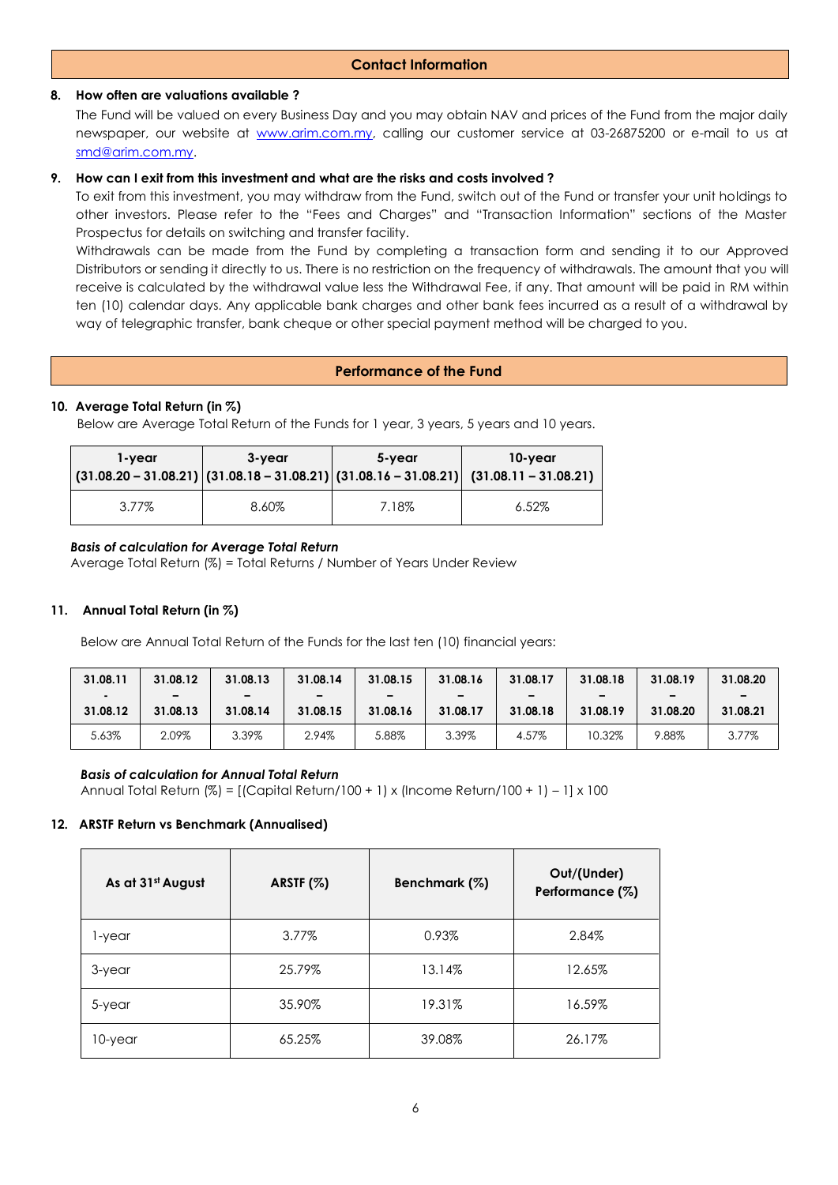## Contact Information

**8. How often are valuations available ?**

The Fund will be valued on every Business Day and you may obtain NAV and prices of the Fund from the major daily newspaper, our website at www.arim.com.my, calling our customer service at 03-26875200 or e-mail to us at smd@arim.com.my.

**9. How can I exit from this investment and what are the risks and costs involved ?**

To exit from this investment, you may withdraw from the Fund, switch out of the Fund or transfer your unit holdings to other investors. Please refer to the "Fees and Charges" and "Transaction Information" sections of the Master Prospectus for details on switching and transfer facility.

Withdrawals can be made from the Fund by completing a transaction form and sending it to our Approved Distributors or sending it directly to us. There is no restriction on the frequency of withdrawals. The amount that you will receive is calculated by the withdrawal value less the Withdrawal Fee, if any. That amount will be paid in RM within ten (10) calendar days. Any applicable bank charges and other bank fees incurred as a result of a withdrawal by way of telegraphic transfer, bank cheque or other special payment method will be charged to you.

## Performance of the Fund

**10. Average Total Return (in %)**

Below are Average Total Return of the Funds for 1 year, 3 years, 5 years and 10 years.

| 1-year (31.08.20 – 31.08.21) | 3-year (31.08.18 – 31.08.21) | 5-year (31.08.16 – 31.08.21) | 10-year (31.08.11 – 31.08.21) |
|---|---|---|---|
| 3.77% | 8.60% | 7.18% | 6.52% |

***Basis of calculation for Average Total Return***

Average Total Return (%) = Total Returns / Number of Years Under Review

**11. Annual Total Return (in %)**

Below are Annual Total Return of the Funds for the last ten (10) financial years:

| 31.08.11 - 31.08.12 | 31.08.12 – 31.08.13 | 31.08.13 – 31.08.14 | 31.08.14 – 31.08.15 | 31.08.15 – 31.08.16 | 31.08.16 – 31.08.17 | 31.08.17 – 31.08.18 | 31.08.18 – 31.08.19 | 31.08.19 – 31.08.20 | 31.08.20 – 31.08.21 |
|---|---|---|---|---|---|---|---|---|---|
| 5.63% | 2.09% | 3.39% | 2.94% | 5.88% | 3.39% | 4.57% | 10.32% | 9.88% | 3.77% |

***Basis of calculation for Annual Total Return***

Annual Total Return (%) = [(Capital Return/100 + 1) x (Income Return/100 + 1) – 1] x 100

**12. ARSTF Return vs Benchmark (Annualised)**

| As at 31st August | ARSTF (%) | Benchmark (%) | Out/(Under) Performance (%) |
|---|---|---|---|
| 1-year | 3.77% | 0.93% | 2.84% |
| 3-year | 25.79% | 13.14% | 12.65% |
| 5-year | 35.90% | 19.31% | 16.59% |
| 10-year | 65.25% | 39.08% | 26.17% |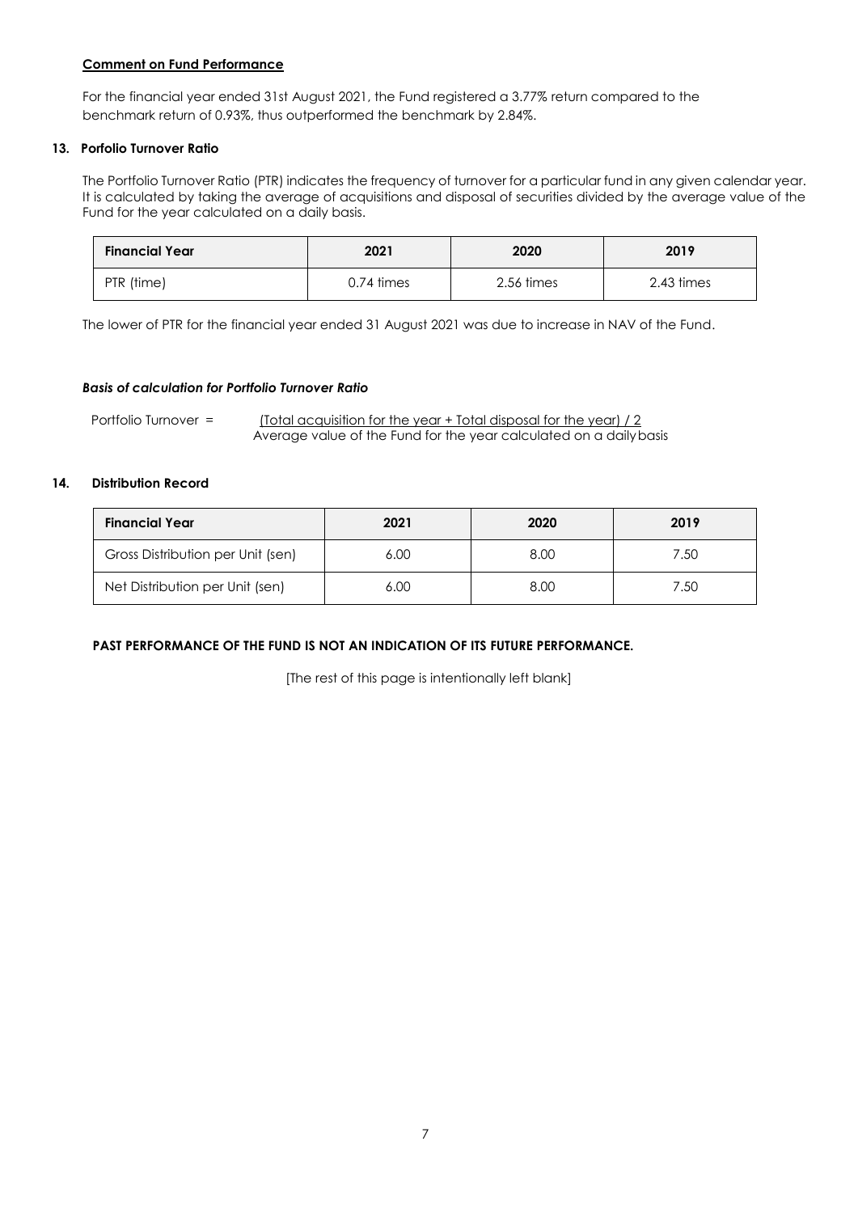**Comment on Fund Performance**

For the financial year ended 31st August 2021, the Fund registered a 3.77% return compared to the benchmark return of 0.93%, thus outperformed the benchmark by 2.84%.

### 13. Porfolio Turnover Ratio

The Portfolio Turnover Ratio (PTR) indicates the frequency of turnover for a particular fund in any given calendar year. It is calculated by taking the average of acquisitions and disposal of securities divided by the average value of the Fund for the year calculated on a daily basis.

| Financial Year | 2021 | 2020 | 2019 |
|---|---|---|---|
| PTR (time) | 0.74 times | 2.56 times | 2.43 times |

The lower of PTR for the financial year ended 31 August 2021 was due to increase in NAV of the Fund.

***Basis of calculation for Portfolio Turnover Ratio***

$$\text{Portfolio Turnover} = \frac{(\text{Total acquisition for the year} + \text{Total disposal for the year}) / 2}{\text{Average value of the Fund for the year calculated on a daily basis}}$$

### 14. Distribution Record

| Financial Year | 2021 | 2020 | 2019 |
|---|---|---|---|
| Gross Distribution per Unit (sen) | 6.00 | 8.00 | 7.50 |
| Net Distribution per Unit (sen) | 6.00 | 8.00 | 7.50 |

**PAST PERFORMANCE OF THE FUND IS NOT AN INDICATION OF ITS FUTURE PERFORMANCE.**

[The rest of this page is intentionally left blank]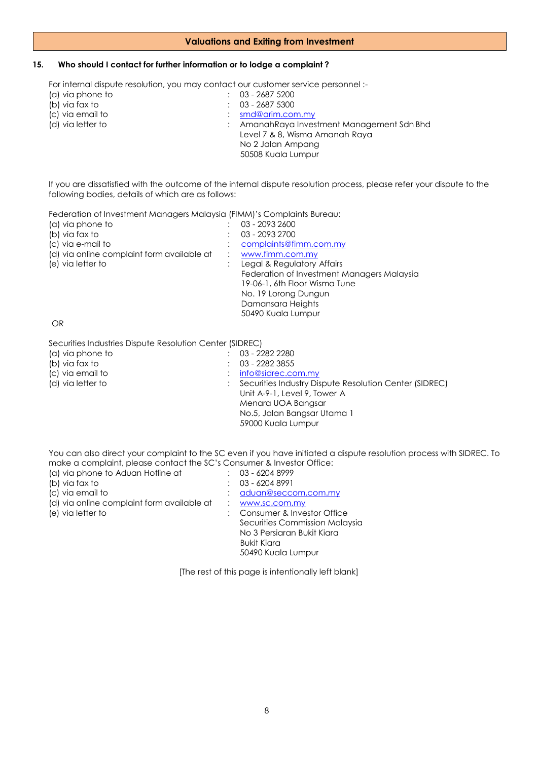## Valuations and Exiting from Investment

**15. Who should I contact for further information or to lodge a complaint ?**

For internal dispute resolution, you may contact our customer service personnel :-

(a) via phone to : 03 - 2687 5200
(b) via fax to : 03 - 2687 5300
(c) via email to : smd@arim.com.my
(d) via letter to : AmanahRaya Investment Management Sdn Bhd
Level 7 & 8, Wisma Amanah Raya
No 2 Jalan Ampang
50508 Kuala Lumpur

If you are dissatisfied with the outcome of the internal dispute resolution process, please refer your dispute to the following bodies, details of which are as follows:

Federation of Investment Managers Malaysia (FIMM)'s Complaints Bureau:

(a) via phone to : 03 - 2093 2600
(b) via fax to : 03 - 2093 2700
(c) via e-mail to : complaints@fimm.com.my
(d) via online complaint form available at : www.fimm.com.my
(e) via letter to : Legal & Regulatory Affairs
Federation of Investment Managers Malaysia
19-06-1, 6th Floor Wisma Tune
No. 19 Lorong Dungun
Damansara Heights
50490 Kuala Lumpur

OR

Securities Industries Dispute Resolution Center (SIDREC)

(a) via phone to : 03 - 2282 2280
(b) via fax to : 03 - 2282 3855
(c) via email to : info@sidrec.com.my
(d) via letter to : Securities Industry Dispute Resolution Center (SIDREC)
Unit A-9-1, Level 9, Tower A
Menara UOA Bangsar
No.5, Jalan Bangsar Utama 1
59000 Kuala Lumpur

You can also direct your complaint to the SC even if you have initiated a dispute resolution process with SIDREC. To make a complaint, please contact the SC's Consumer & Investor Office:

(a) via phone to Aduan Hotline at : 03 - 6204 8999
(b) via fax to : 03 - 6204 8991
(c) via email to : aduan@seccom.com.my
(d) via online complaint form available at : www.sc.com.my
(e) via letter to : Consumer & Investor Office
Securities Commission Malaysia
No 3 Persiaran Bukit Kiara
Bukit Kiara
50490 Kuala Lumpur

[The rest of this page is intentionally left blank]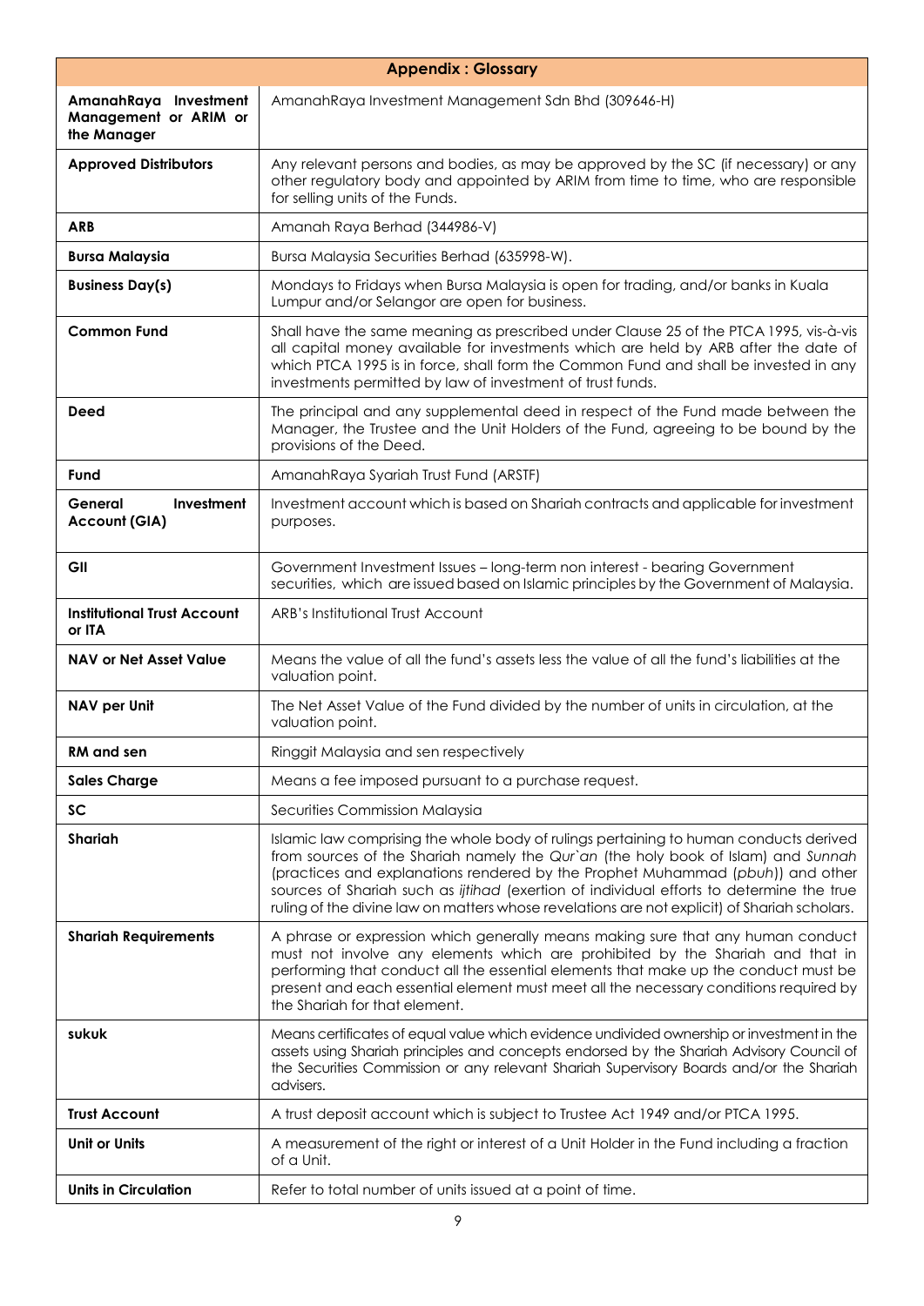| **Appendix : Glossary** | |
|---|---|
| **AmanahRaya Investment Management or ARIM or the Manager** | AmanahRaya Investment Management Sdn Bhd (309646-H) |
| **Approved Distributors** | Any relevant persons and bodies, as may be approved by the SC (if necessary) or any other regulatory body and appointed by ARIM from time to time, who are responsible for selling units of the Funds. |
| **ARB** | Amanah Raya Berhad (344986-V) |
| **Bursa Malaysia** | Bursa Malaysia Securities Berhad (635998-W). |
| **Business Day(s)** | Mondays to Fridays when Bursa Malaysia is open for trading, and/or banks in Kuala Lumpur and/or Selangor are open for business. |
| **Common Fund** | Shall have the same meaning as prescribed under Clause 25 of the PTCA 1995, vis-à-vis all capital money available for investments which are held by ARB after the date of which PTCA 1995 is in force, shall form the Common Fund and shall be invested in any investments permitted by law of investment of trust funds. |
| **Deed** | The principal and any supplemental deed in respect of the Fund made between the Manager, the Trustee and the Unit Holders of the Fund, agreeing to be bound by the provisions of the Deed. |
| **Fund** | AmanahRaya Syariah Trust Fund (ARSTF) |
| **General Investment Account (GIA)** | Investment account which is based on Shariah contracts and applicable for investment purposes. |
| **GII** | Government Investment Issues – long-term non interest - bearing Government securities, which are issued based on Islamic principles by the Government of Malaysia. |
| **Institutional Trust Account or ITA** | ARB's Institutional Trust Account |
| **NAV or Net Asset Value** | Means the value of all the fund's assets less the value of all the fund's liabilities at the valuation point. |
| **NAV per Unit** | The Net Asset Value of the Fund divided by the number of units in circulation, at the valuation point. |
| **RM and sen** | Ringgit Malaysia and sen respectively |
| **Sales Charge** | Means a fee imposed pursuant to a purchase request. |
| **SC** | Securities Commission Malaysia |
| **Shariah** | Islamic law comprising the whole body of rulings pertaining to human conducts derived from sources of the Shariah namely the *Qur`an* (the holy book of Islam) and *Sunnah* (practices and explanations rendered by the Prophet Muhammad (*pbuh*)) and other sources of Shariah such as *ijtihad* (exertion of individual efforts to determine the true ruling of the divine law on matters whose revelations are not explicit) of Shariah scholars. |
| **Shariah Requirements** | A phrase or expression which generally means making sure that any human conduct must not involve any elements which are prohibited by the Shariah and that in performing that conduct all the essential elements that make up the conduct must be present and each essential element must meet all the necessary conditions required by the Shariah for that element. |
| **sukuk** | Means certificates of equal value which evidence undivided ownership or investment in the assets using Shariah principles and concepts endorsed by the Shariah Advisory Council of the Securities Commission or any relevant Shariah Supervisory Boards and/or the Shariah advisers. |
| **Trust Account** | A trust deposit account which is subject to Trustee Act 1949 and/or PTCA 1995. |
| **Unit or Units** | A measurement of the right or interest of a Unit Holder in the Fund including a fraction of a Unit. |
| **Units in Circulation** | Refer to total number of units issued at a point of time. |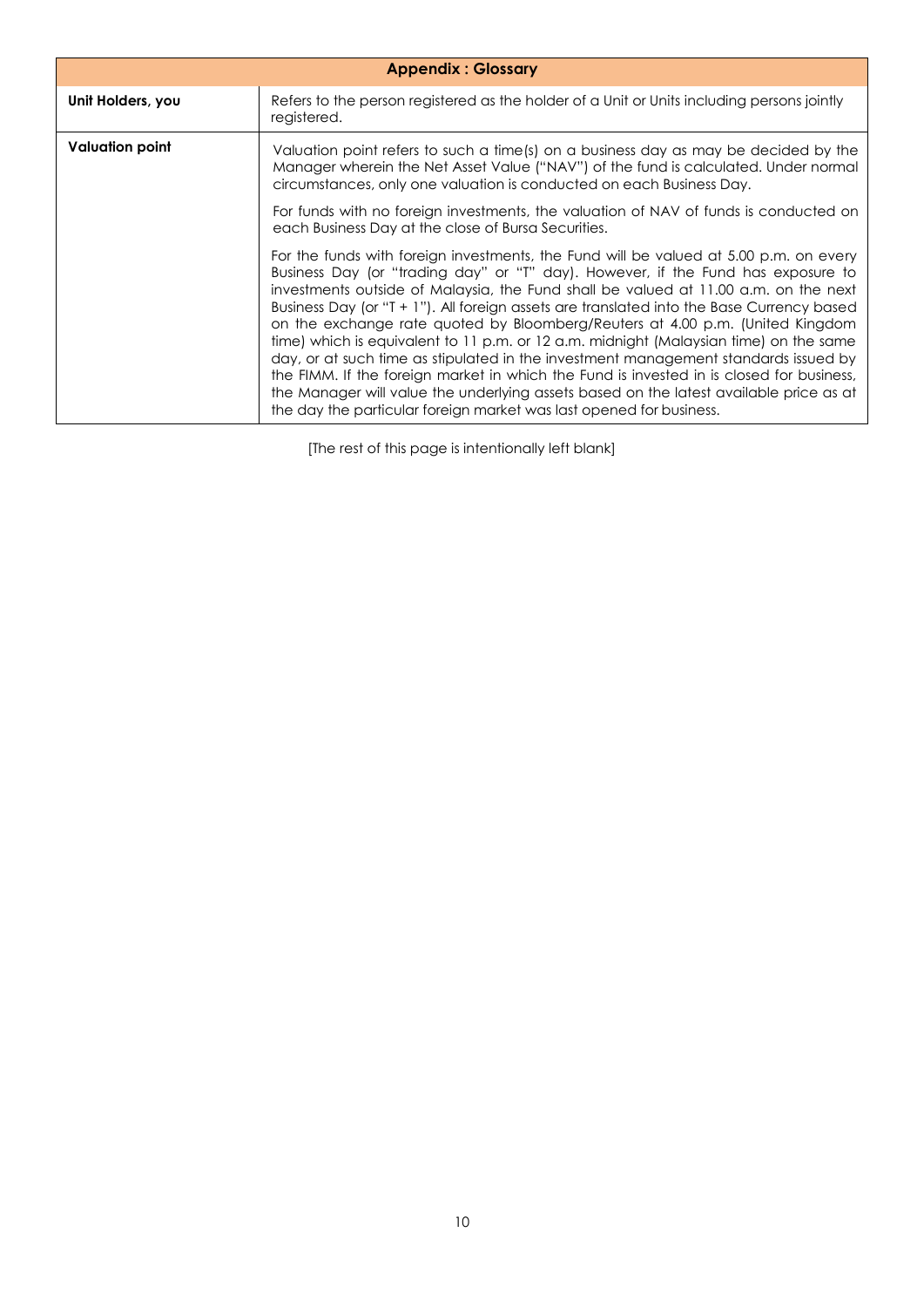| Appendix : Glossary | |
|---|---|
| **Unit Holders, you** | Refers to the person registered as the holder of a Unit or Units including persons jointly registered. |
| **Valuation point** | Valuation point refers to such a time(s) on a business day as may be decided by the Manager wherein the Net Asset Value ("NAV") of the fund is calculated. Under normal circumstances, only one valuation is conducted on each Business Day.<br><br>For funds with no foreign investments, the valuation of NAV of funds is conducted on each Business Day at the close of Bursa Securities.<br><br>For the funds with foreign investments, the Fund will be valued at 5.00 p.m. on every Business Day (or "trading day" or "T" day). However, if the Fund has exposure to investments outside of Malaysia, the Fund shall be valued at 11.00 a.m. on the next Business Day (or "T + 1"). All foreign assets are translated into the Base Currency based on the exchange rate quoted by Bloomberg/Reuters at 4.00 p.m. (United Kingdom time) which is equivalent to 11 p.m. or 12 a.m. midnight (Malaysian time) on the same day, or at such time as stipulated in the investment management standards issued by the FIMM. If the foreign market in which the Fund is invested in is closed for business, the Manager will value the underlying assets based on the latest available price as at the day the particular foreign market was last opened for business. |

[The rest of this page is intentionally left blank]